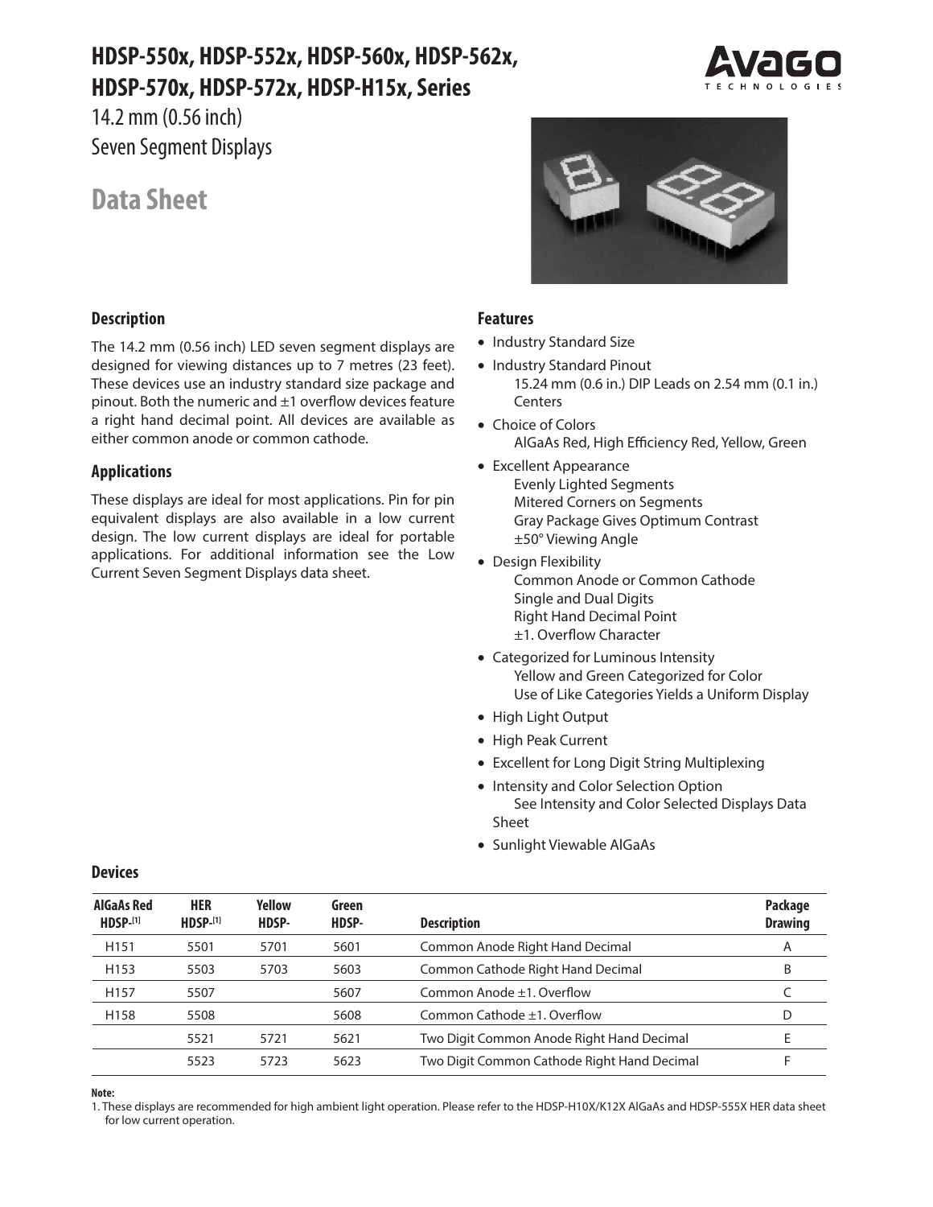# HDSP-550x, HDSP-552x, HDSP-560x, HDSP-562x, HDSP-570x, HDSP-572x, HDSP-H15x, Series

14.2 mm (0.56 inch)
Seven Segment Displays

# Data Sheet

## Description

The 14.2 mm (0.56 inch) LED seven segment displays are designed for viewing distances up to 7 metres (23 feet). These devices use an industry standard size package and pinout. Both the numeric and ±1 overflow devices feature a right hand decimal point. All devices are available as either common anode or common cathode.

## Applications

These displays are ideal for most applications. Pin for pin equivalent displays are also available in a low current design. The low current displays are ideal for portable applications. For additional information see the Low Current Seven Segment Displays data sheet.

## Features

- Industry Standard Size
- Industry Standard Pinout
  15.24 mm (0.6 in.) DIP Leads on 2.54 mm (0.1 in.) Centers
- Choice of Colors
  AlGaAs Red, High Efficiency Red, Yellow, Green
- Excellent Appearance
  Evenly Lighted Segments
  Mitered Corners on Segments
  Gray Package Gives Optimum Contrast
  ±50° Viewing Angle
- Design Flexibility
  Common Anode or Common Cathode
  Single and Dual Digits
  Right Hand Decimal Point
  ±1. Overflow Character
- Categorized for Luminous Intensity
  Yellow and Green Categorized for Color
  Use of Like Categories Yields a Uniform Display
- High Light Output
- High Peak Current
- Excellent for Long Digit String Multiplexing
- Intensity and Color Selection Option
  See Intensity and Color Selected Displays Data Sheet
- Sunlight Viewable AlGaAs

## Devices

| AlGaAs Red HDSP-[1] | HER HDSP-[1] | Yellow HDSP- | Green HDSP- | Description | Package Drawing |
|---|---|---|---|---|---|
| H151 | 5501 | 5701 | 5601 | Common Anode Right Hand Decimal | A |
| H153 | 5503 | 5703 | 5603 | Common Cathode Right Hand Decimal | B |
| H157 | 5507 | | 5607 | Common Anode ±1. Overflow | C |
| H158 | 5508 | | 5608 | Common Cathode ±1. Overflow | D |
| | 5521 | 5721 | 5621 | Two Digit Common Anode Right Hand Decimal | E |
| | 5523 | 5723 | 5623 | Two Digit Common Cathode Right Hand Decimal | F |

**Note:**

1. These displays are recommended for high ambient light operation. Please refer to the HDSP-H10X/K12X AlGaAs and HDSP-555X HER data sheet for low current operation.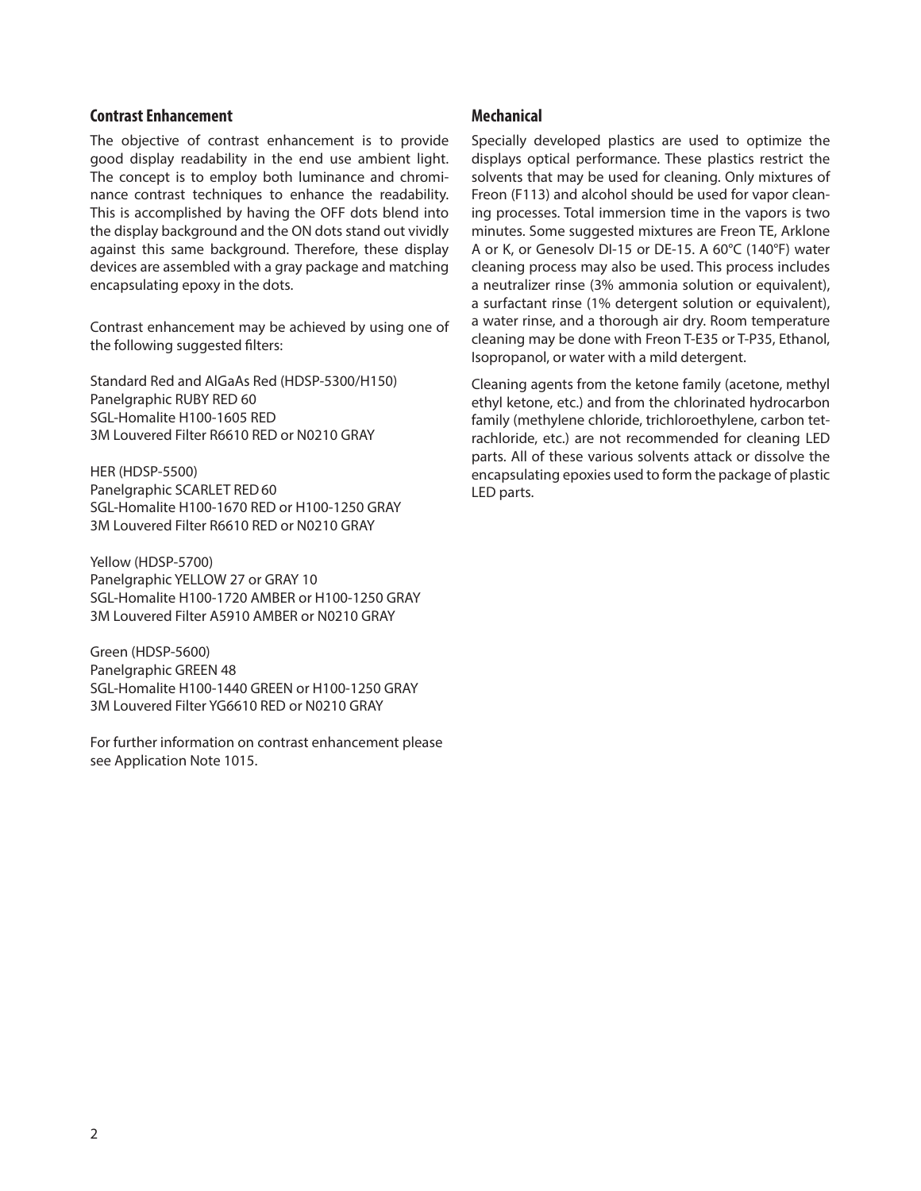## Contrast Enhancement

The objective of contrast enhancement is to provide good display readability in the end use ambient light. The concept is to employ both luminance and chrominance contrast techniques to enhance the readability. This is accomplished by having the OFF dots blend into the display background and the ON dots stand out vividly against this same background. Therefore, these display devices are assembled with a gray package and matching encapsulating epoxy in the dots.

Contrast enhancement may be achieved by using one of the following suggested filters:

Standard Red and AlGaAs Red (HDSP-5300/H150)
Panelgraphic RUBY RED 60
SGL-Homalite H100-1605 RED
3M Louvered Filter R6610 RED or N0210 GRAY

HER (HDSP-5500)
Panelgraphic SCARLET RED 60
SGL-Homalite H100-1670 RED or H100-1250 GRAY
3M Louvered Filter R6610 RED or N0210 GRAY

Yellow (HDSP-5700)
Panelgraphic YELLOW 27 or GRAY 10
SGL-Homalite H100-1720 AMBER or H100-1250 GRAY
3M Louvered Filter A5910 AMBER or N0210 GRAY

Green (HDSP-5600)
Panelgraphic GREEN 48
SGL-Homalite H100-1440 GREEN or H100-1250 GRAY
3M Louvered Filter YG6610 RED or N0210 GRAY

For further information on contrast enhancement please see Application Note 1015.

## Mechanical

Specially developed plastics are used to optimize the displays optical performance. These plastics restrict the solvents that may be used for cleaning. Only mixtures of Freon (F113) and alcohol should be used for vapor cleaning processes. Total immersion time in the vapors is two minutes. Some suggested mixtures are Freon TE, Arklone A or K, or Genesolv DI-15 or DE-15. A 60°C (140°F) water cleaning process may also be used. This process includes a neutralizer rinse (3% ammonia solution or equivalent), a surfactant rinse (1% detergent solution or equivalent), a water rinse, and a thorough air dry. Room temperature cleaning may be done with Freon T-E35 or T-P35, Ethanol, Isopropanol, or water with a mild detergent.

Cleaning agents from the ketone family (acetone, methyl ethyl ketone, etc.) and from the chlorinated hydrocarbon family (methylene chloride, trichloroethylene, carbon tetrachloride, etc.) are not recommended for cleaning LED parts. All of these various solvents attack or dissolve the encapsulating epoxies used to form the package of plastic LED parts.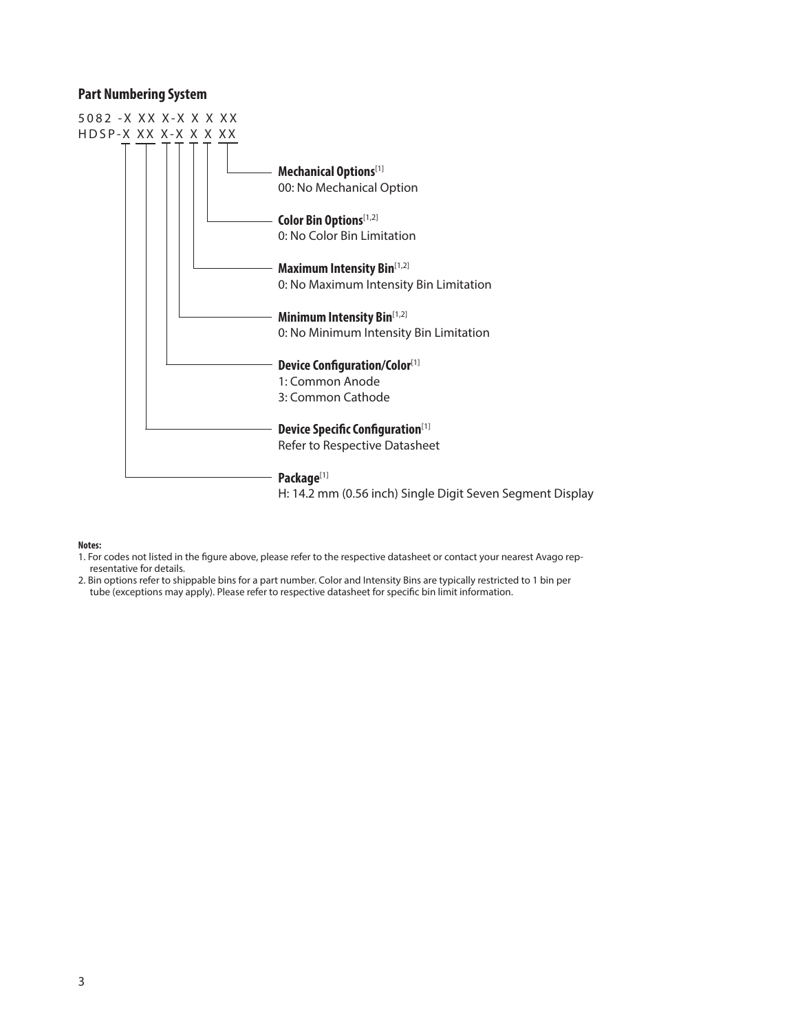## Part Numbering System

```
5082 -X XX X-X X X XX
HDSP-X XX X-X X X XX
```

**Mechanical Options**[1]
00: No Mechanical Option

**Color Bin Options**[1,2]
0: No Color Bin Limitation

**Maximum Intensity Bin**[1,2]
0: No Maximum Intensity Bin Limitation

**Minimum Intensity Bin**[1,2]
0: No Minimum Intensity Bin Limitation

**Device Configuration/Color**[1]
1: Common Anode
3: Common Cathode

**Device Specific Configuration**[1]
Refer to Respective Datasheet

**Package**[1]
H: 14.2 mm (0.56 inch) Single Digit Seven Segment Display

**Notes:**

1. For codes not listed in the figure above, please refer to the respective datasheet or contact your nearest Avago representative for details.
2. Bin options refer to shippable bins for a part number. Color and Intensity Bins are typically restricted to 1 bin per tube (exceptions may apply). Please refer to respective datasheet for specific bin limit information.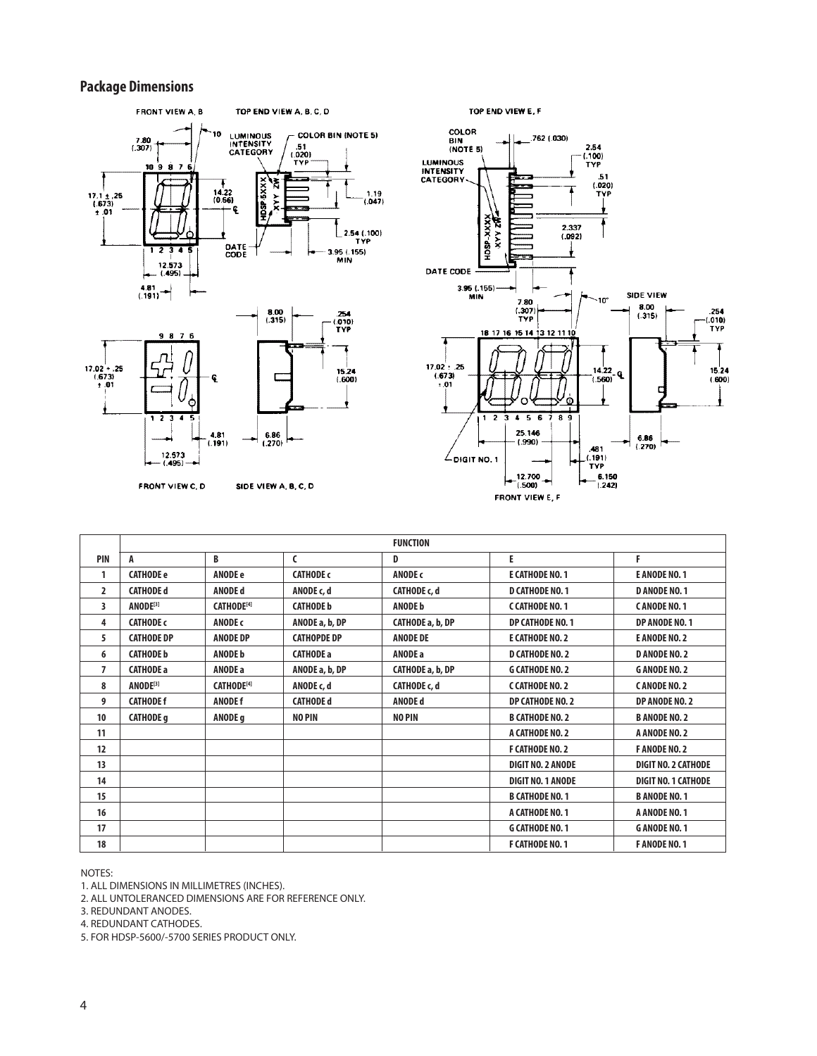## Package Dimensions

| PIN | FUNCTION | | | | | |
|---|---|---|---|---|---|---|
| | A | B | C | D | E | F |
| 1 | CATHODE e | ANODE e | CATHODE c | ANODE c | E CATHODE NO. 1 | E ANODE NO. 1 |
| 2 | CATHODE d | ANODE d | ANODE c, d | CATHODE c, d | D CATHODE NO. 1 | D ANODE NO. 1 |
| 3 | ANODE[3] | CATHODE[4] | CATHODE b | ANODE b | C CATHODE NO. 1 | C ANODE NO. 1 |
| 4 | CATHODE c | ANODE c | ANODE a, b, DP | CATHODE a, b, DP | DP CATHODE NO. 1 | DP ANODE NO. 1 |
| 5 | CATHODE DP | ANODE DP | CATHOPDE DP | ANODE DE | E CATHODE NO. 2 | E ANODE NO. 2 |
| 6 | CATHODE b | ANODE b | CATHODE a | ANODE a | D CATHODE NO. 2 | D ANODE NO. 2 |
| 7 | CATHODE a | ANODE a | ANODE a, b, DP | CATHODE a, b, DP | G CATHODE NO. 2 | G ANODE NO. 2 |
| 8 | ANODE[3] | CATHODE[4] | ANODE c, d | CATHODE c, d | C CATHODE NO. 2 | C ANODE NO. 2 |
| 9 | CATHODE f | ANODE f | CATHODE d | ANODE d | DP CATHODE NO. 2 | DP ANODE NO. 2 |
| 10 | CATHODE g | ANODE g | NO PIN | NO PIN | B CATHODE NO. 2 | B ANODE NO. 2 |
| 11 | | | | | A CATHODE NO. 2 | A ANODE NO. 2 |
| 12 | | | | | F CATHODE NO. 2 | F ANODE NO. 2 |
| 13 | | | | | DIGIT NO. 2 ANODE | DIGIT NO. 2 CATHODE |
| 14 | | | | | DIGIT NO. 1 ANODE | DIGIT NO. 1 CATHODE |
| 15 | | | | | B CATHODE NO. 1 | B ANODE NO. 1 |
| 16 | | | | | A CATHODE NO. 1 | A ANODE NO. 1 |
| 17 | | | | | G CATHODE NO. 1 | G ANODE NO. 1 |
| 18 | | | | | F CATHODE NO. 1 | F ANODE NO. 1 |

NOTES:

1. ALL DIMENSIONS IN MILLIMETRES (INCHES).
2. ALL UNTOLERANCED DIMENSIONS ARE FOR REFERENCE ONLY.
3. REDUNDANT ANODES.
4. REDUNDANT CATHODES.
5. FOR HDSP-5600/-5700 SERIES PRODUCT ONLY.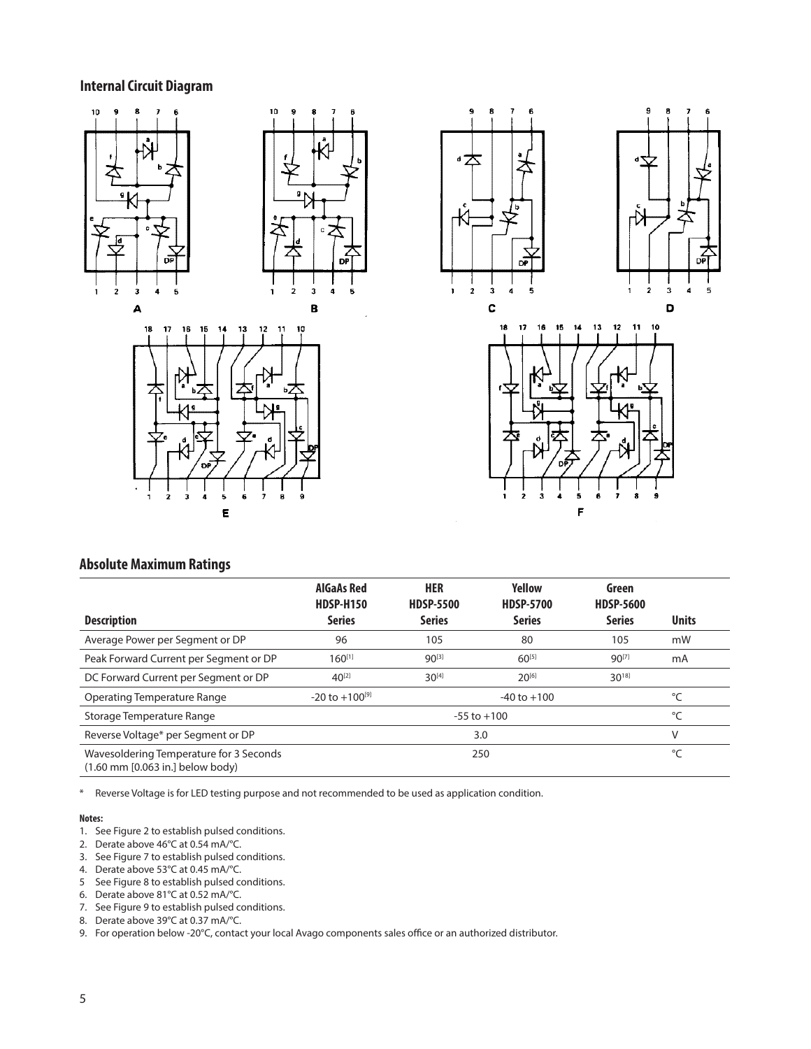## Internal Circuit Diagram

A B C D

E F

## Absolute Maximum Ratings

| Description | AlGaAs Red HDSP-H150 Series | HER HDSP-5500 Series | Yellow HDSP-5700 Series | Green HDSP-5600 Series | Units |
|---|---|---|---|---|---|
| Average Power per Segment or DP | 96 | 105 | 80 | 105 | mW |
| Peak Forward Current per Segment or DP | 160[1] | 90[3] | 60[5] | 90[7] | mA |
| DC Forward Current per Segment or DP | 40[2] | 30[4] | 20[6] | 30[8] | |
| Operating Temperature Range | -20 to +100[9] | -40 to +100 | | | °C |
| Storage Temperature Range | -55 to +100 | | | | °C |
| Reverse Voltage* per Segment or DP | 3.0 | | | | V |
| Wavesoldering Temperature for 3 Seconds (1.60 mm [0.063 in.] below body) | 250 | | | | °C |

* Reverse Voltage is for LED testing purpose and not recommended to be used as application condition.

**Notes:**

1. See Figure 2 to establish pulsed conditions.
2. Derate above 46°C at 0.54 mA/°C.
3. See Figure 7 to establish pulsed conditions.
4. Derate above 53°C at 0.45 mA/°C.
5. See Figure 8 to establish pulsed conditions.
6. Derate above 81°C at 0.52 mA/°C.
7. See Figure 9 to establish pulsed conditions.
8. Derate above 39°C at 0.37 mA/°C.
9. For operation below -20°C, contact your local Avago components sales office or an authorized distributor.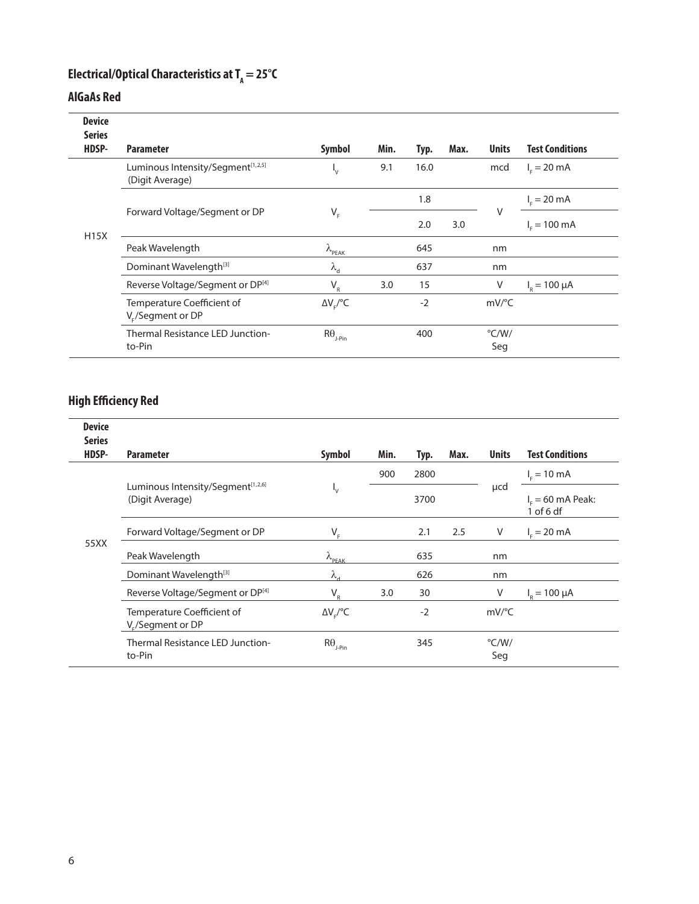## Electrical/Optical Characteristics at $T_A = 25°C$

### AlGaAs Red

| Device Series HDSP- | Parameter | Symbol | Min. | Typ. | Max. | Units | Test Conditions |
|---|---|---|---|---|---|---|---|
| H15X | Luminous Intensity/Segment[1,2,5] (Digit Average) | $I_V$ | 9.1 | 16.0 | | mcd | $I_F$ = 20 mA |
| | Forward Voltage/Segment or DP | $V_F$ | | 1.8 | | V | $I_F$ = 20 mA |
| | | | | 2.0 | 3.0 | | $I_F$ = 100 mA |
| | Peak Wavelength | $\lambda_{PEAK}$ | | 645 | | nm | |
| | Dominant Wavelength[3] | $\lambda_d$ | | 637 | | nm | |
| | Reverse Voltage/Segment or DP[4] | $V_R$ | 3.0 | 15 | | V | $I_R$ = 100 µA |
| | Temperature Coefficient of $V_F$/Segment or DP | $\Delta V_F/°C$ | | -2 | | mV/°C | |
| | Thermal Resistance LED Junction-to-Pin | $R\theta_{J\text{-}Pin}$ | | 400 | | °C/W/ Seg | |

### High Efficiency Red

| Device Series HDSP- | Parameter | Symbol | Min. | Typ. | Max. | Units | Test Conditions |
|---|---|---|---|---|---|---|---|
| 55XX | Luminous Intensity/Segment[1,2,6] (Digit Average) | $I_V$ | 900 | 2800 | | µcd | $I_F$ = 10 mA |
| | | | | 3700 | | | $I_F$ = 60 mA Peak: 1 of 6 df |
| | Forward Voltage/Segment or DP | $V_F$ | | 2.1 | 2.5 | V | $I_F$ = 20 mA |
| | Peak Wavelength | $\lambda_{PEAK}$ | | 635 | | nm | |
| | Dominant Wavelength[3] | $\lambda_d$ | | 626 | | nm | |
| | Reverse Voltage/Segment or DP[4] | $V_R$ | 3.0 | 30 | | V | $I_R$ = 100 µA |
| | Temperature Coefficient of $V_F$/Segment or DP | $\Delta V_F/°C$ | | -2 | | mV/°C | |
| | Thermal Resistance LED Junction-to-Pin | $R\theta_{J\text{-}Pin}$ | | 345 | | °C/W/ Seg | |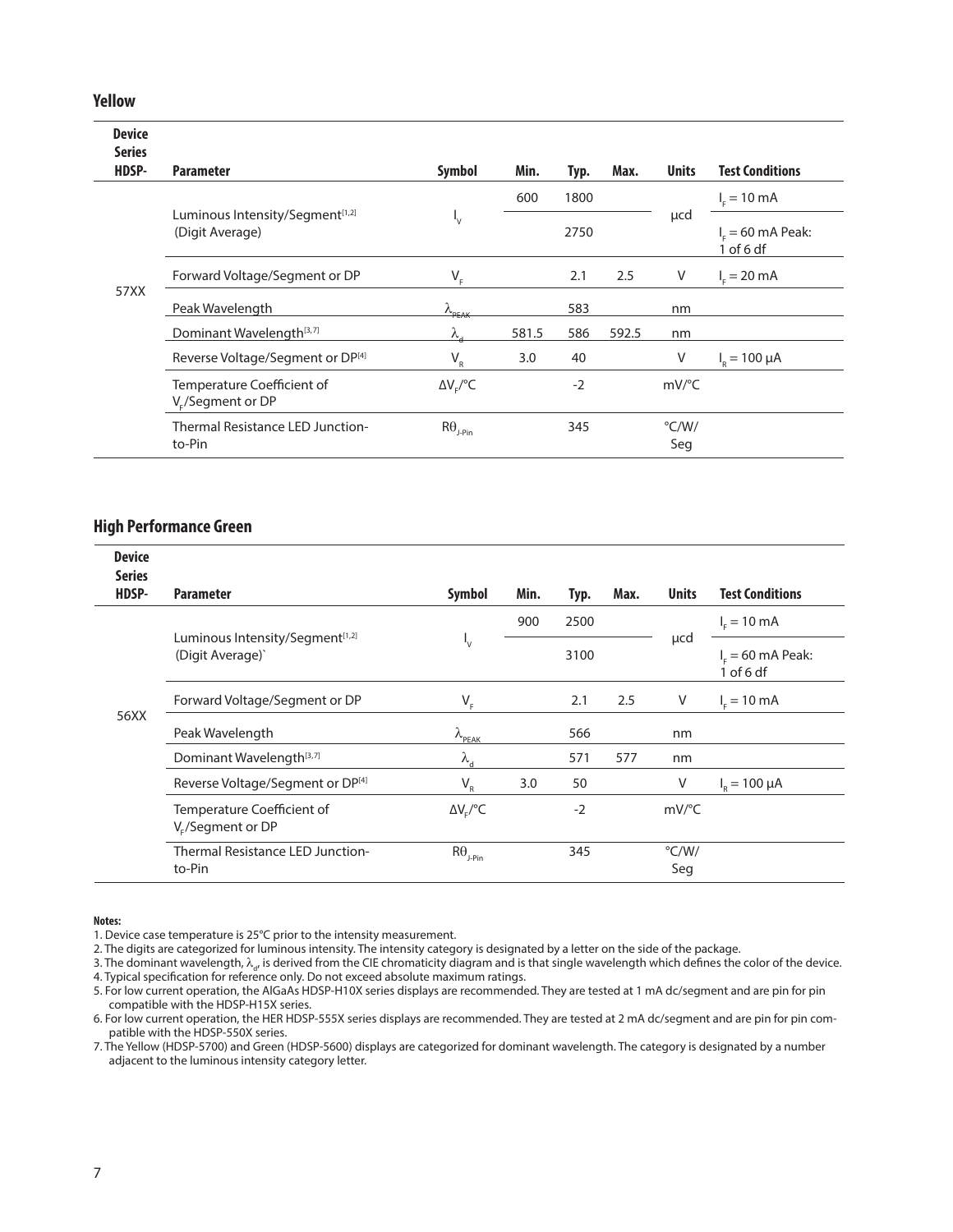## Yellow

| Device Series HDSP- | Parameter | Symbol | Min. | Typ. | Max. | Units | Test Conditions |
|---|---|---|---|---|---|---|---|
| 57XX | Luminous Intensity/Segment[1,2] (Digit Average) | $I_V$ | 600 | 1800 | | µcd | $I_F$ = 10 mA |
| | | | | 2750 | | | $I_F$ = 60 mA Peak: 1 of 6 df |
| | Forward Voltage/Segment or DP | $V_F$ | | 2.1 | 2.5 | V | $I_F$ = 20 mA |
| | Peak Wavelength | $\lambda_{PEAK}$ | | 583 | | nm | |
| | Dominant Wavelength[3,7] | $\lambda_d$ | 581.5 | 586 | 592.5 | nm | |
| | Reverse Voltage/Segment or DP[4] | $V_R$ | 3.0 | 40 | | V | $I_R$ = 100 µA |
| | Temperature Coefficient of $V_F$/Segment or DP | $\Delta V_F/°C$ | | -2 | | mV/°C | |
| | Thermal Resistance LED Junction-to-Pin | $R\theta_{J\text{-}Pin}$ | | 345 | | °C/W/ Seg | |

## High Performance Green

| Device Series HDSP- | Parameter | Symbol | Min. | Typ. | Max. | Units | Test Conditions |
|---|---|---|---|---|---|---|---|
| 56XX | Luminous Intensity/Segment[1,2] (Digit Average)` | $I_V$ | 900 | 2500 | | µcd | $I_F$ = 10 mA |
| | | | | 3100 | | | $I_F$ = 60 mA Peak: 1 of 6 df |
| | Forward Voltage/Segment or DP | $V_F$ | | 2.1 | 2.5 | V | $I_F$ = 10 mA |
| | Peak Wavelength | $\lambda_{PEAK}$ | | 566 | | nm | |
| | Dominant Wavelength[3,7] | $\lambda_d$ | | 571 | 577 | nm | |
| | Reverse Voltage/Segment or DP[4] | $V_R$ | 3.0 | 50 | | V | $I_R$ = 100 µA |
| | Temperature Coefficient of $V_F$/Segment or DP | $\Delta V_F/°C$ | | -2 | | mV/°C | |
| | Thermal Resistance LED Junction-to-Pin | $R\theta_{J\text{-}Pin}$ | | 345 | | °C/W/ Seg | |

**Notes:**

1. Device case temperature is 25°C prior to the intensity measurement.
2. The digits are categorized for luminous intensity. The intensity category is designated by a letter on the side of the package.
3. The dominant wavelength, $\lambda_d$, is derived from the CIE chromaticity diagram and is that single wavelength which defines the color of the device.
4. Typical specification for reference only. Do not exceed absolute maximum ratings.
5. For low current operation, the AlGaAs HDSP-H10X series displays are recommended. They are tested at 1 mA dc/segment and are pin for pin compatible with the HDSP-H15X series.
6. For low current operation, the HER HDSP-555X series displays are recommended. They are tested at 2 mA dc/segment and are pin for pin compatible with the HDSP-550X series.
7. The Yellow (HDSP-5700) and Green (HDSP-5600) displays are categorized for dominant wavelength. The category is designated by a number adjacent to the luminous intensity category letter.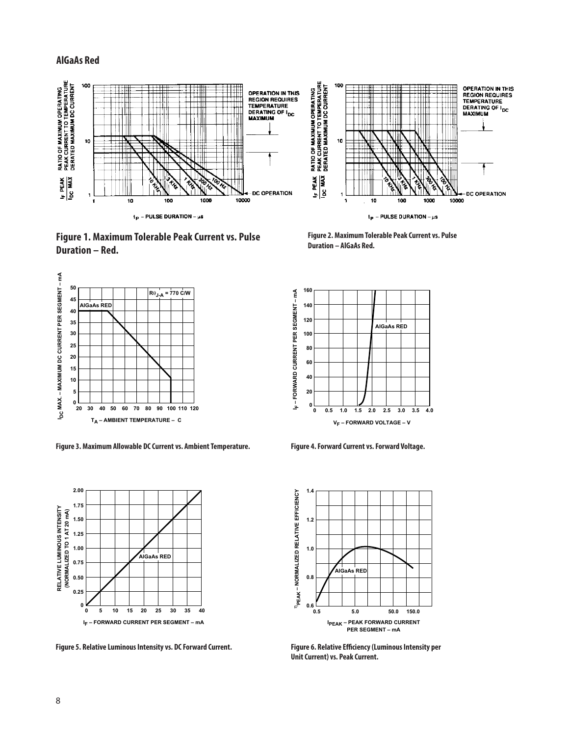## AlGaAs Red

**Figure 1. Maximum Tolerable Peak Current vs. Pulse Duration – Red.**

**Figure 2. Maximum Tolerable Peak Current vs. Pulse Duration – AlGaAs Red.**

**Figure 3. Maximum Allowable DC Current vs. Ambient Temperature.**

**Figure 4. Forward Current vs. Forward Voltage.**

**Figure 5. Relative Luminous Intensity vs. DC Forward Current.**

**Figure 6. Relative Efficiency (Luminous Intensity per Unit Current) vs. Peak Current.**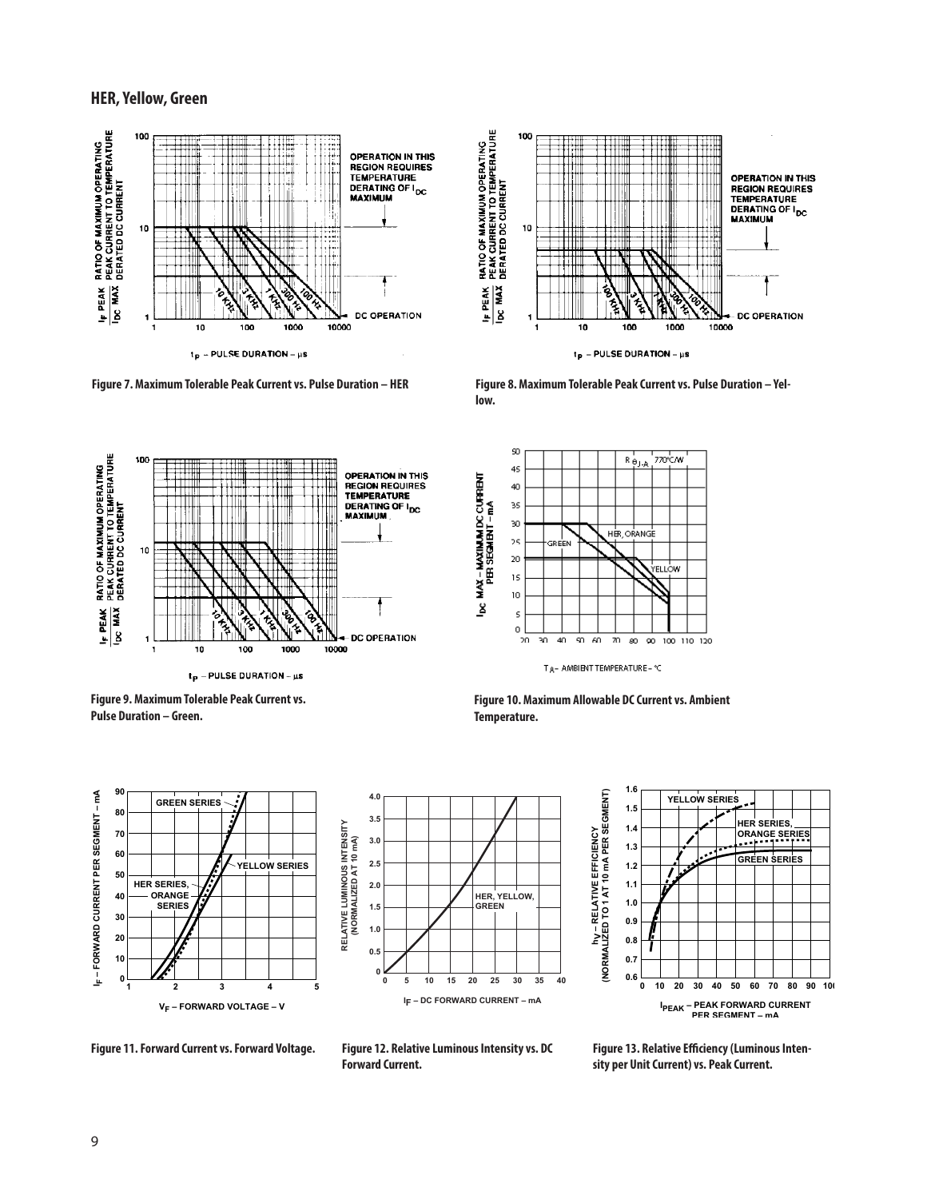## HER, Yellow, Green

Figure 7. Maximum Tolerable Peak Current vs. Pulse Duration – HER

Figure 8. Maximum Tolerable Peak Current vs. Pulse Duration – Yellow.

Figure 9. Maximum Tolerable Peak Current vs. Pulse Duration – Green.

Figure 10. Maximum Allowable DC Current vs. Ambient Temperature.

Figure 11. Forward Current vs. Forward Voltage.

Figure 12. Relative Luminous Intensity vs. DC Forward Current.

Figure 13. Relative Efficiency (Luminous Intensity per Unit Current) vs. Peak Current.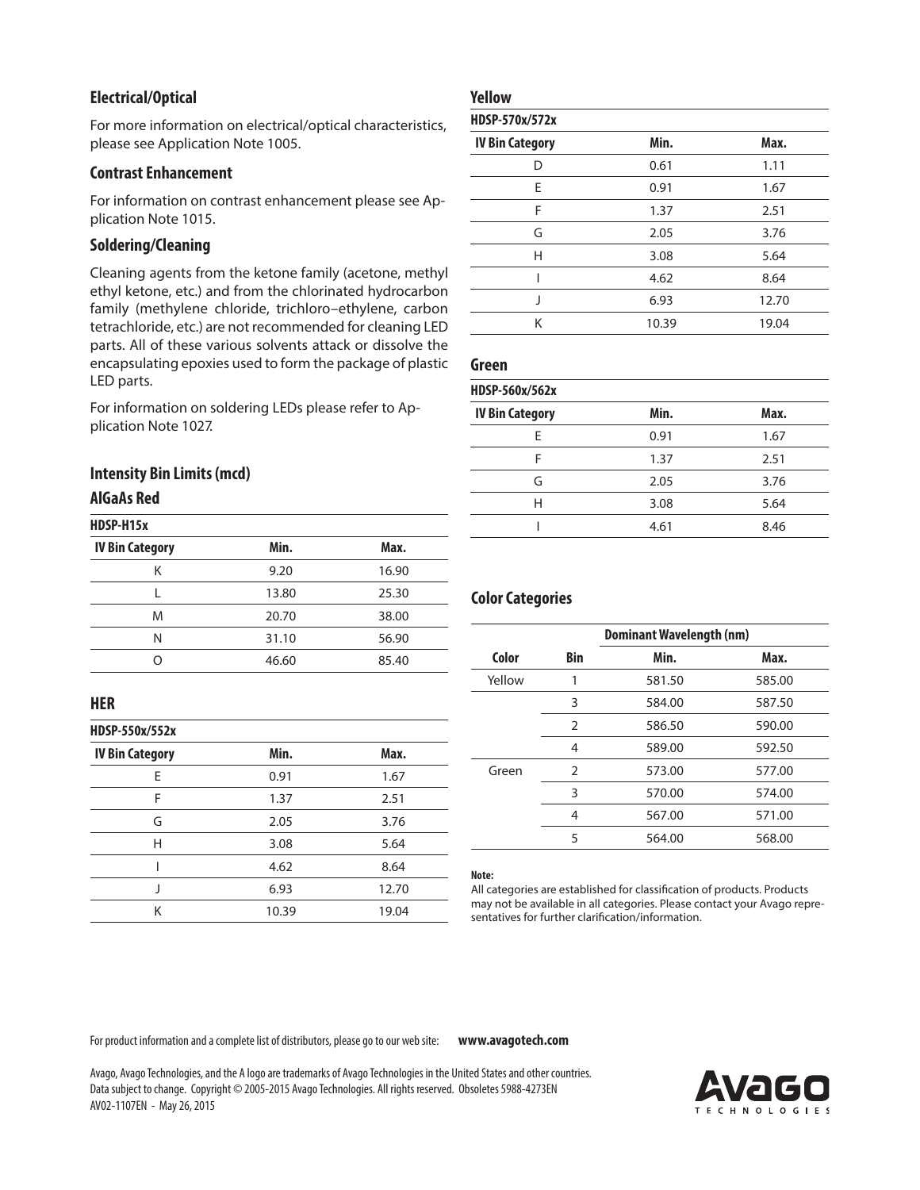## Electrical/Optical

For more information on electrical/optical characteristics, please see Application Note 1005.

### Contrast Enhancement

For information on contrast enhancement please see Application Note 1015.

### Soldering/Cleaning

Cleaning agents from the ketone family (acetone, methyl ethyl ketone, etc.) and from the chlorinated hydrocarbon family (methylene chloride, trichloro–ethylene, carbon tetrachloride, etc.) are not recommended for cleaning LED parts. All of these various solvents attack or dissolve the encapsulating epoxies used to form the package of plastic LED parts.

For information on soldering LEDs please refer to Application Note 1027.

## Intensity Bin Limits (mcd)

### AlGaAs Red

| HDSP-H15x | | |
|---|---|---|
| **IV Bin Category** | **Min.** | **Max.** |
| K | 9.20 | 16.90 |
| L | 13.80 | 25.30 |
| M | 20.70 | 38.00 |
| N | 31.10 | 56.90 |
| O | 46.60 | 85.40 |

### HER

| HDSP-550x/552x | | |
|---|---|---|
| **IV Bin Category** | **Min.** | **Max.** |
| E | 0.91 | 1.67 |
| F | 1.37 | 2.51 |
| G | 2.05 | 3.76 |
| H | 3.08 | 5.64 |
| I | 4.62 | 8.64 |
| J | 6.93 | 12.70 |
| K | 10.39 | 19.04 |

### Yellow

| HDSP-570x/572x | | |
|---|---|---|
| **IV Bin Category** | **Min.** | **Max.** |
| D | 0.61 | 1.11 |
| E | 0.91 | 1.67 |
| F | 1.37 | 2.51 |
| G | 2.05 | 3.76 |
| H | 3.08 | 5.64 |
| I | 4.62 | 8.64 |
| J | 6.93 | 12.70 |
| K | 10.39 | 19.04 |

### Green

| HDSP-560x/562x | | |
|---|---|---|
| **IV Bin Category** | **Min.** | **Max.** |
| E | 0.91 | 1.67 |
| F | 1.37 | 2.51 |
| G | 2.05 | 3.76 |
| H | 3.08 | 5.64 |
| I | 4.61 | 8.46 |

## Color Categories

| | | Dominant Wavelength (nm) | |
|---|---|---|---|
| **Color** | **Bin** | **Min.** | **Max.** |
| Yellow | 1 | 581.50 | 585.00 |
| | 3 | 584.00 | 587.50 |
| | 2 | 586.50 | 590.00 |
| | 4 | 589.00 | 592.50 |
| Green | 2 | 573.00 | 577.00 |
| | 3 | 570.00 | 574.00 |
| | 4 | 567.00 | 571.00 |
| | 5 | 564.00 | 568.00 |

**Note:**
All categories are established for classification of products. Products may not be available in all categories. Please contact your Avago representatives for further clarification/information.

For product information and a complete list of distributors, please go to our web site: **www.avagotech.com**

Avago, Avago Technologies, and the A logo are trademarks of Avago Technologies in the United States and other countries.
Data subject to change. Copyright © 2005-2015 Avago Technologies. All rights reserved. Obsoletes 5988-4273EN
AV02-1107EN - May 26, 2015